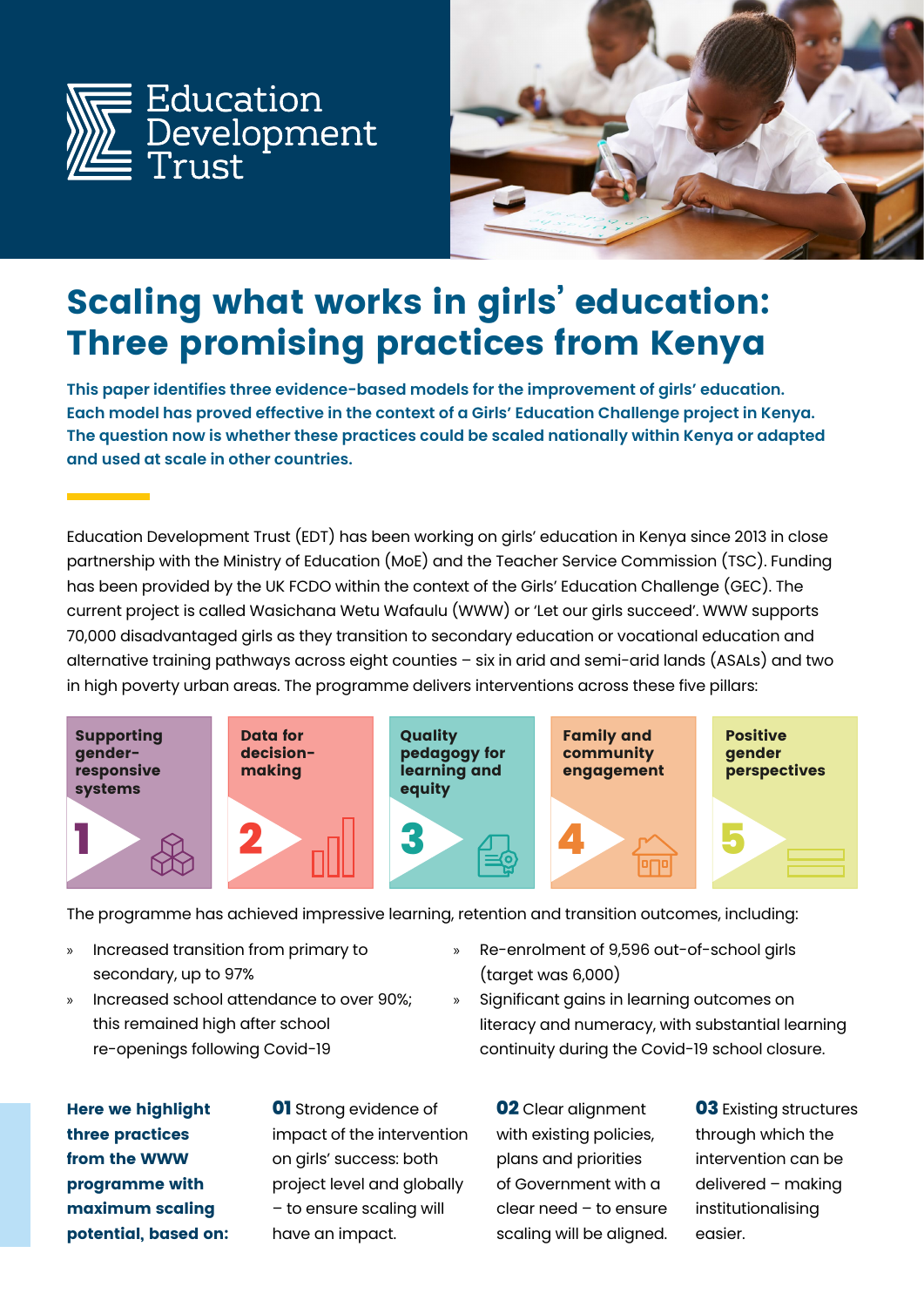Education Development Trust

# Scaling what works in girls' education: Three promising practices from Kenya

**This paper identifies three evidence-based models for the improvement of girls' education. Each model has proved effective in the context of a Girls' Education Challenge project in Kenya. The question now is whether these practices could be scaled nationally within Kenya or adapted and used at scale in other countries.**

Education Development Trust (EDT) has been working on girls' education in Kenya since 2013 in close partnership with the Ministry of Education (MoE) and the Teacher Service Commission (TSC). Funding has been provided by the UK FCDO within the context of the Girls' Education Challenge (GEC). The current project is called Wasichana Wetu Wafaulu (WWW) or 'Let our girls succeed'. WWW supports 70,000 disadvantaged girls as they transition to secondary education or vocational education and alternative training pathways across eight counties – six in arid and semi-arid lands (ASALs) and two in high poverty urban areas. The programme delivers interventions across these five pillars:

1. **Supporting gender-responsive systems**
2. **Data for decision-making**
3. **Quality pedagogy for learning and equity**
4. **Family and community engagement**
5. **Positive gender perspectives**

The programme has achieved impressive learning, retention and transition outcomes, including:

- Increased transition from primary to secondary, up to 97%
- Increased school attendance to over 90%; this remained high after school re-openings following Covid-19
- Re-enrolment of 9,596 out-of-school girls (target was 6,000)
- Significant gains in learning outcomes on literacy and numeracy, with substantial learning continuity during the Covid-19 school closure.

**Here we highlight three practices from the WWW programme with maximum scaling potential, based on:**

**01** Strong evidence of impact of the intervention on girls' success: both project level and globally – to ensure scaling will have an impact.

**02** Clear alignment with existing policies, plans and priorities of Government with a clear need – to ensure scaling will be aligned.

**03** Existing structures through which the intervention can be delivered – making institutionalising easier.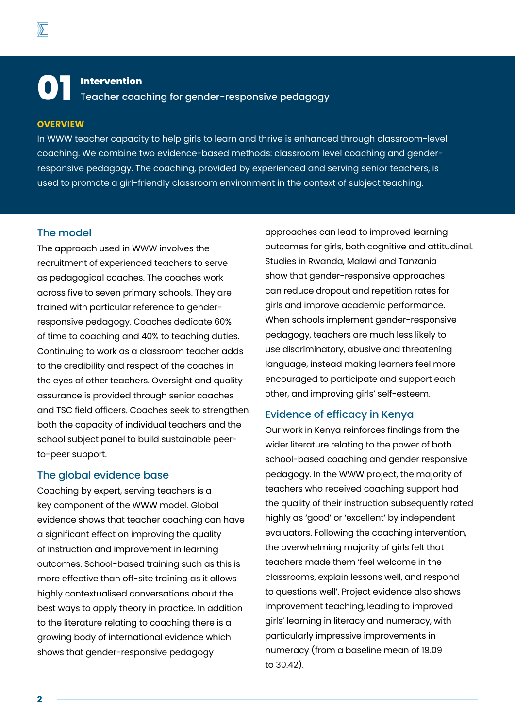# 01 Intervention

## Teacher coaching for gender-responsive pedagogy

**OVERVIEW**

In WWW teacher capacity to help girls to learn and thrive is enhanced through classroom-level coaching. We combine two evidence-based methods: classroom level coaching and gender-responsive pedagogy. The coaching, provided by experienced and serving senior teachers, is used to promote a girl-friendly classroom environment in the context of subject teaching.

### The model

The approach used in WWW involves the recruitment of experienced teachers to serve as pedagogical coaches. The coaches work across five to seven primary schools. They are trained with particular reference to gender-responsive pedagogy. Coaches dedicate 60% of time to coaching and 40% to teaching duties. Continuing to work as a classroom teacher adds to the credibility and respect of the coaches in the eyes of other teachers. Oversight and quality assurance is provided through senior coaches and TSC field officers. Coaches seek to strengthen both the capacity of individual teachers and the school subject panel to build sustainable peer-to-peer support.

### The global evidence base

Coaching by expert, serving teachers is a key component of the WWW model. Global evidence shows that teacher coaching can have a significant effect on improving the quality of instruction and improvement in learning outcomes. School-based training such as this is more effective than off-site training as it allows highly contextualised conversations about the best ways to apply theory in practice. In addition to the literature relating to coaching there is a growing body of international evidence which shows that gender-responsive pedagogy approaches can lead to improved learning outcomes for girls, both cognitive and attitudinal. Studies in Rwanda, Malawi and Tanzania show that gender-responsive approaches can reduce dropout and repetition rates for girls and improve academic performance. When schools implement gender-responsive pedagogy, teachers are much less likely to use discriminatory, abusive and threatening language, instead making learners feel more encouraged to participate and support each other, and improving girls' self-esteem.

### Evidence of efficacy in Kenya

Our work in Kenya reinforces findings from the wider literature relating to the power of both school-based coaching and gender responsive pedagogy. In the WWW project, the majority of teachers who received coaching support had the quality of their instruction subsequently rated highly as 'good' or 'excellent' by independent evaluators. Following the coaching intervention, the overwhelming majority of girls felt that teachers made them 'feel welcome in the classrooms, explain lessons well, and respond to questions well'. Project evidence also shows improvement teaching, leading to improved girls' learning in literacy and numeracy, with particularly impressive improvements in numeracy (from a baseline mean of 19.09 to 30.42).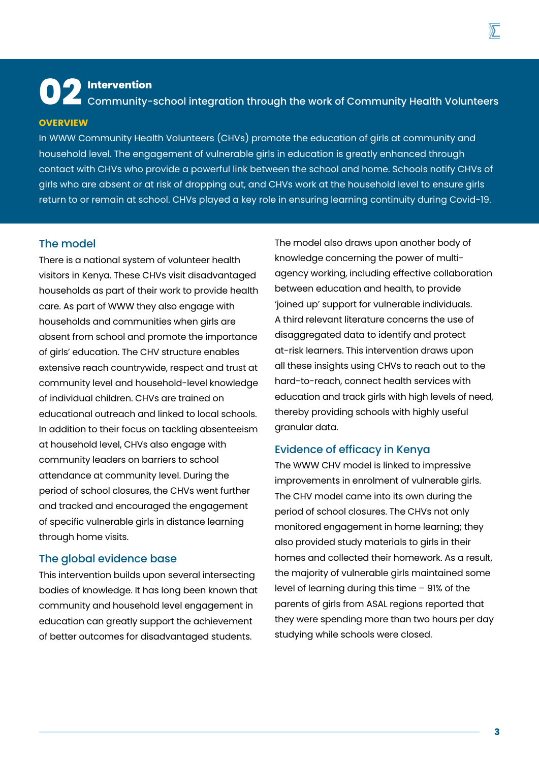# 02 Intervention

## Community-school integration through the work of Community Health Volunteers

**OVERVIEW**

In WWW Community Health Volunteers (CHVs) promote the education of girls at community and household level. The engagement of vulnerable girls in education is greatly enhanced through contact with CHVs who provide a powerful link between the school and home. Schools notify CHVs of girls who are absent or at risk of dropping out, and CHVs work at the household level to ensure girls return to or remain at school. CHVs played a key role in ensuring learning continuity during Covid-19.

### The model

There is a national system of volunteer health visitors in Kenya. These CHVs visit disadvantaged households as part of their work to provide health care. As part of WWW they also engage with households and communities when girls are absent from school and promote the importance of girls' education. The CHV structure enables extensive reach countrywide, respect and trust at community level and household-level knowledge of individual children. CHVs are trained on educational outreach and linked to local schools. In addition to their focus on tackling absenteeism at household level, CHVs also engage with community leaders on barriers to school attendance at community level. During the period of school closures, the CHVs went further and tracked and encouraged the engagement of specific vulnerable girls in distance learning through home visits.

### The global evidence base

This intervention builds upon several intersecting bodies of knowledge. It has long been known that community and household level engagement in education can greatly support the achievement of better outcomes for disadvantaged students. The model also draws upon another body of knowledge concerning the power of multi-agency working, including effective collaboration between education and health, to provide 'joined up' support for vulnerable individuals. A third relevant literature concerns the use of disaggregated data to identify and protect at-risk learners. This intervention draws upon all these insights using CHVs to reach out to the hard-to-reach, connect health services with education and track girls with high levels of need, thereby providing schools with highly useful granular data.

### Evidence of efficacy in Kenya

The WWW CHV model is linked to impressive improvements in enrolment of vulnerable girls. The CHV model came into its own during the period of school closures. The CHVs not only monitored engagement in home learning; they also provided study materials to girls in their homes and collected their homework. As a result, the majority of vulnerable girls maintained some level of learning during this time – 91% of the parents of girls from ASAL regions reported that they were spending more than two hours per day studying while schools were closed.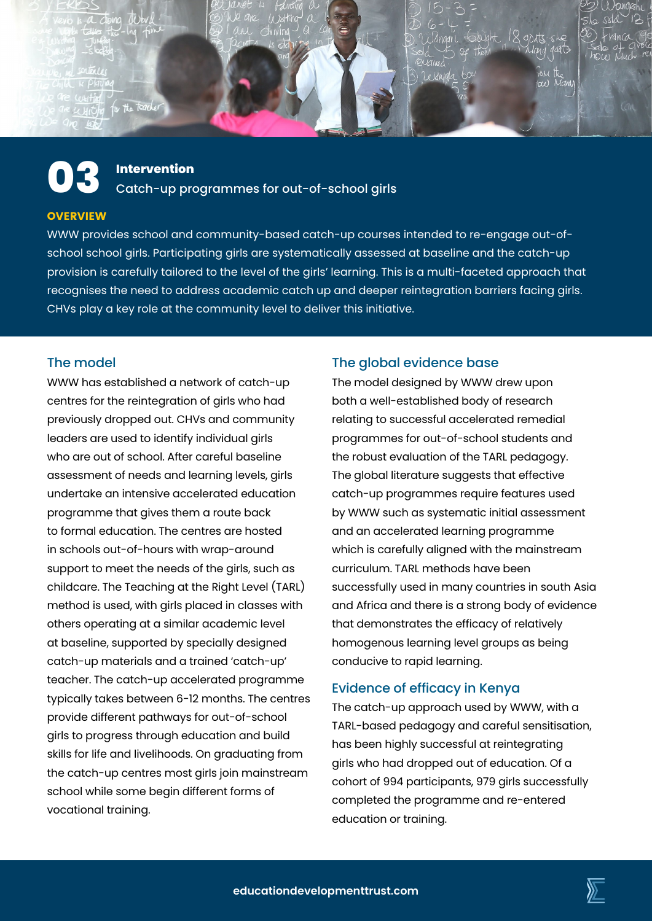# 03 Intervention

## Catch-up programmes for out-of-school girls

**OVERVIEW**

WWW provides school and community-based catch-up courses intended to re-engage out-of-school school girls. Participating girls are systematically assessed at baseline and the catch-up provision is carefully tailored to the level of the girls' learning. This is a multi-faceted approach that recognises the need to address academic catch up and deeper reintegration barriers facing girls. CHVs play a key role at the community level to deliver this initiative.

### The model

WWW has established a network of catch-up centres for the reintegration of girls who had previously dropped out. CHVs and community leaders are used to identify individual girls who are out of school. After careful baseline assessment of needs and learning levels, girls undertake an intensive accelerated education programme that gives them a route back to formal education. The centres are hosted in schools out-of-hours with wrap-around support to meet the needs of the girls, such as childcare. The Teaching at the Right Level (TARL) method is used, with girls placed in classes with others operating at a similar academic level at baseline, supported by specially designed catch-up materials and a trained 'catch-up' teacher. The catch-up accelerated programme typically takes between 6-12 months. The centres provide different pathways for out-of-school girls to progress through education and build skills for life and livelihoods. On graduating from the catch-up centres most girls join mainstream school while some begin different forms of vocational training.

### The global evidence base

The model designed by WWW drew upon both a well-established body of research relating to successful accelerated remedial programmes for out-of-school students and the robust evaluation of the TARL pedagogy. The global literature suggests that effective catch-up programmes require features used by WWW such as systematic initial assessment and an accelerated learning programme which is carefully aligned with the mainstream curriculum. TARL methods have been successfully used in many countries in south Asia and Africa and there is a strong body of evidence that demonstrates the efficacy of relatively homogenous learning level groups as being conducive to rapid learning.

### Evidence of efficacy in Kenya

The catch-up approach used by WWW, with a TARL-based pedagogy and careful sensitisation, has been highly successful at reintegrating girls who had dropped out of education. Of a cohort of 994 participants, 979 girls successfully completed the programme and re-entered education or training.